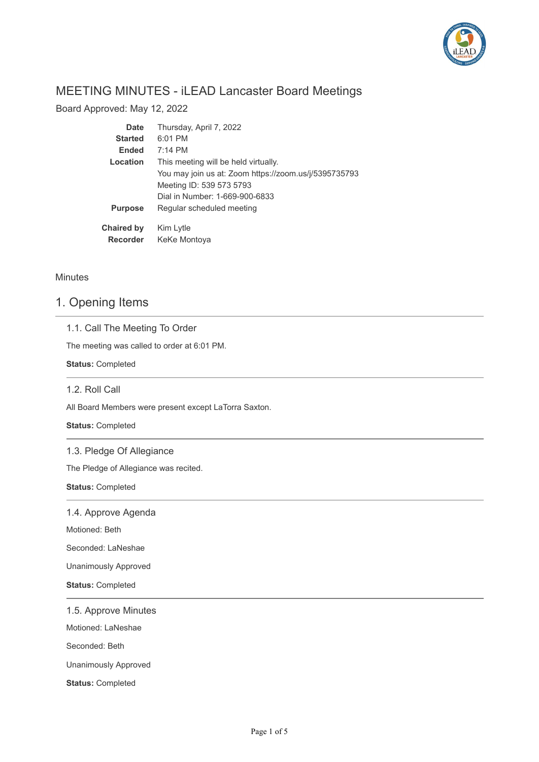# MEETING MINUTES - iLEAD Lancaster Board Meetings

Board Approved: May 12, 2022

| | |
|---|---|
| **Date** | Thursday, April 7, 2022 |
| **Started** | 6:01 PM |
| **Ended** | 7:14 PM |
| **Location** | This meeting will be held virtually.<br>You may join us at: Zoom https://zoom.us/j/5395735793<br>Meeting ID: 539 573 5793<br>Dial in Number: 1-669-900-6833 |
| **Purpose** | Regular scheduled meeting |
| **Chaired by** | Kim Lytle |
| **Recorder** | KeKe Montoya |

Minutes

## 1. Opening Items

### 1.1. Call The Meeting To Order

The meeting was called to order at 6:01 PM.

**Status:** Completed

### 1.2. Roll Call

All Board Members were present except LaTorra Saxton.

**Status:** Completed

### 1.3. Pledge Of Allegiance

The Pledge of Allegiance was recited.

**Status:** Completed

### 1.4. Approve Agenda

Motioned: Beth

Seconded: LaNeshae

Unanimously Approved

**Status:** Completed

### 1.5. Approve Minutes

Motioned: LaNeshae

Seconded: Beth

Unanimously Approved

**Status:** Completed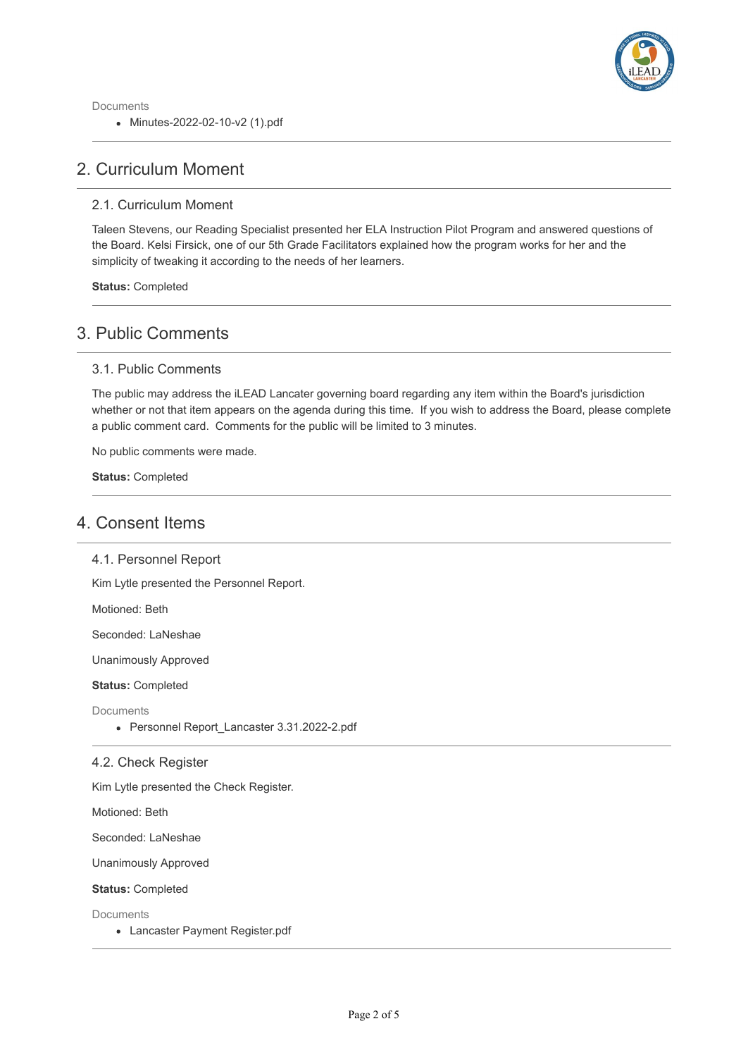Documents

- Minutes-2022-02-10-v2 (1).pdf

## 2. Curriculum Moment

### 2.1. Curriculum Moment

Taleen Stevens, our Reading Specialist presented her ELA Instruction Pilot Program and answered questions of the Board. Kelsi Firsick, one of our 5th Grade Facilitators explained how the program works for her and the simplicity of tweaking it according to the needs of her learners.

**Status:** Completed

## 3. Public Comments

### 3.1. Public Comments

The public may address the iLEAD Lancater governing board regarding any item within the Board's jurisdiction whether or not that item appears on the agenda during this time. If you wish to address the Board, please complete a public comment card. Comments for the public will be limited to 3 minutes.

No public comments were made.

**Status:** Completed

## 4. Consent Items

### 4.1. Personnel Report

Kim Lytle presented the Personnel Report.

Motioned: Beth

Seconded: LaNeshae

Unanimously Approved

**Status:** Completed

Documents

- Personnel Report_Lancaster 3.31.2022-2.pdf

### 4.2. Check Register

Kim Lytle presented the Check Register.

Motioned: Beth

Seconded: LaNeshae

Unanimously Approved

**Status:** Completed

Documents

- Lancaster Payment Register.pdf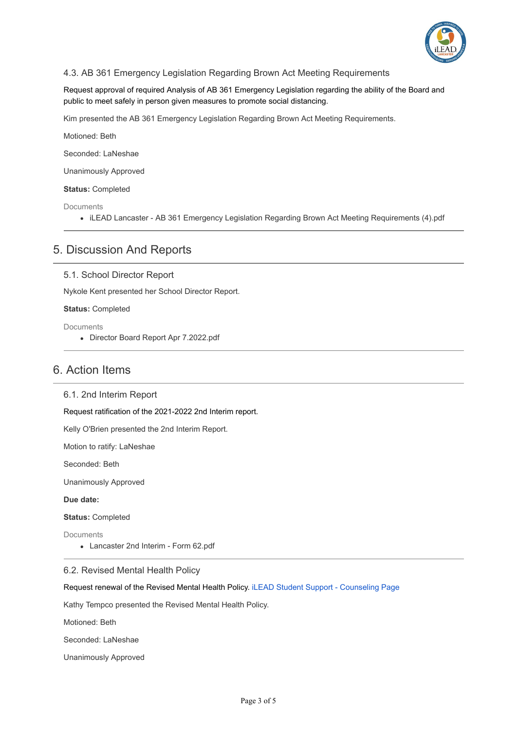### 4.3. AB 361 Emergency Legislation Regarding Brown Act Meeting Requirements

Request approval of required Analysis of AB 361 Emergency Legislation regarding the ability of the Board and public to meet safely in person given measures to promote social distancing.

Kim presented the AB 361 Emergency Legislation Regarding Brown Act Meeting Requirements.

Motioned: Beth

Seconded: LaNeshae

Unanimously Approved

**Status:** Completed

Documents

- iLEAD Lancaster - AB 361 Emergency Legislation Regarding Brown Act Meeting Requirements (4).pdf

## 5. Discussion And Reports

### 5.1. School Director Report

Nykole Kent presented her School Director Report.

**Status:** Completed

Documents

- Director Board Report Apr 7.2022.pdf

## 6. Action Items

### 6.1. 2nd Interim Report

Request ratification of the 2021-2022 2nd Interim report.

Kelly O'Brien presented the 2nd Interim Report.

Motion to ratify: LaNeshae

Seconded: Beth

Unanimously Approved

**Due date:**

**Status:** Completed

Documents

- Lancaster 2nd Interim - Form 62.pdf

### 6.2. Revised Mental Health Policy

Request renewal of the Revised Mental Health Policy. iLEAD Student Support - Counseling Page

Kathy Tempco presented the Revised Mental Health Policy.

Motioned: Beth

Seconded: LaNeshae

Unanimously Approved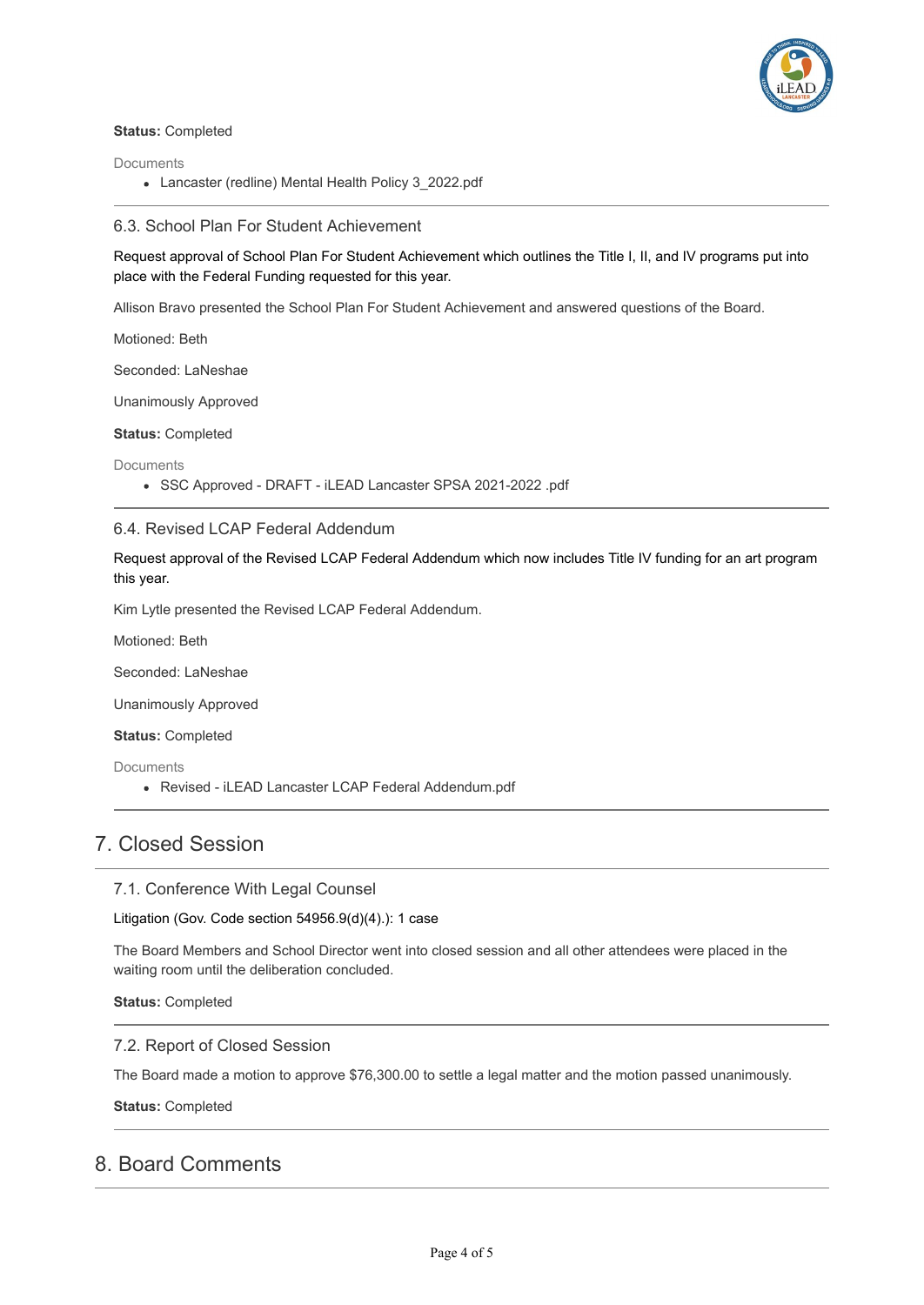**Status:** Completed

Documents

- Lancaster (redline) Mental Health Policy 3_2022.pdf

### 6.3. School Plan For Student Achievement

Request approval of School Plan For Student Achievement which outlines the Title I, II, and IV programs put into place with the Federal Funding requested for this year.

Allison Bravo presented the School Plan For Student Achievement and answered questions of the Board.

Motioned: Beth

Seconded: LaNeshae

Unanimously Approved

**Status:** Completed

Documents

- SSC Approved - DRAFT - iLEAD Lancaster SPSA 2021-2022 .pdf

### 6.4. Revised LCAP Federal Addendum

Request approval of the Revised LCAP Federal Addendum which now includes Title IV funding for an art program this year.

Kim Lytle presented the Revised LCAP Federal Addendum.

Motioned: Beth

Seconded: LaNeshae

Unanimously Approved

**Status:** Completed

Documents

- Revised - iLEAD Lancaster LCAP Federal Addendum.pdf

## 7. Closed Session

### 7.1. Conference With Legal Counsel

Litigation (Gov. Code section 54956.9(d)(4).): 1 case

The Board Members and School Director went into closed session and all other attendees were placed in the waiting room until the deliberation concluded.

**Status:** Completed

### 7.2. Report of Closed Session

The Board made a motion to approve $76,300.00 to settle a legal matter and the motion passed unanimously.

**Status:** Completed

## 8. Board Comments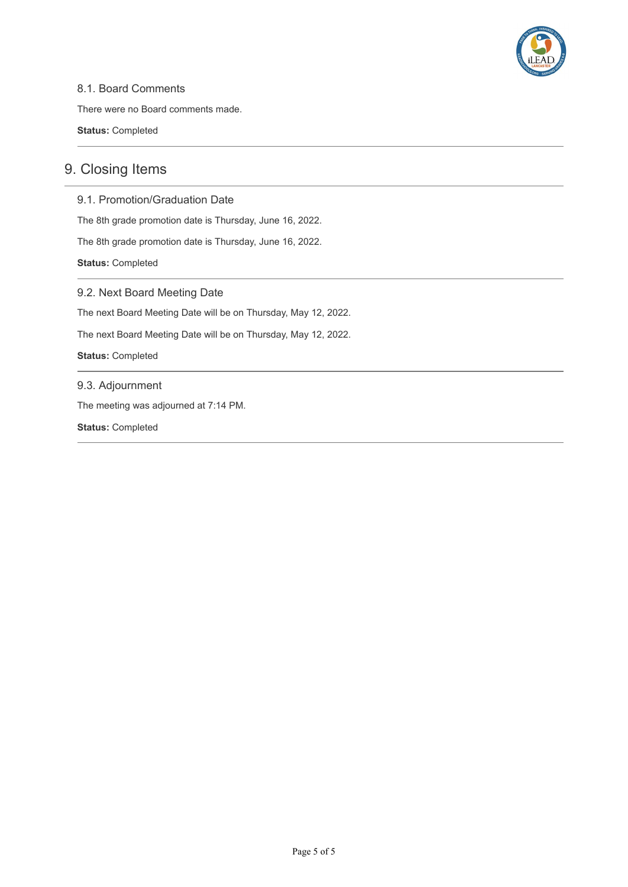### 8.1. Board Comments

There were no Board comments made.

**Status:** Completed

## 9. Closing Items

### 9.1. Promotion/Graduation Date

The 8th grade promotion date is Thursday, June 16, 2022.

The 8th grade promotion date is Thursday, June 16, 2022.

**Status:** Completed

### 9.2. Next Board Meeting Date

The next Board Meeting Date will be on Thursday, May 12, 2022.

The next Board Meeting Date will be on Thursday, May 12, 2022.

**Status:** Completed

### 9.3. Adjournment

The meeting was adjourned at 7:14 PM.

**Status:** Completed